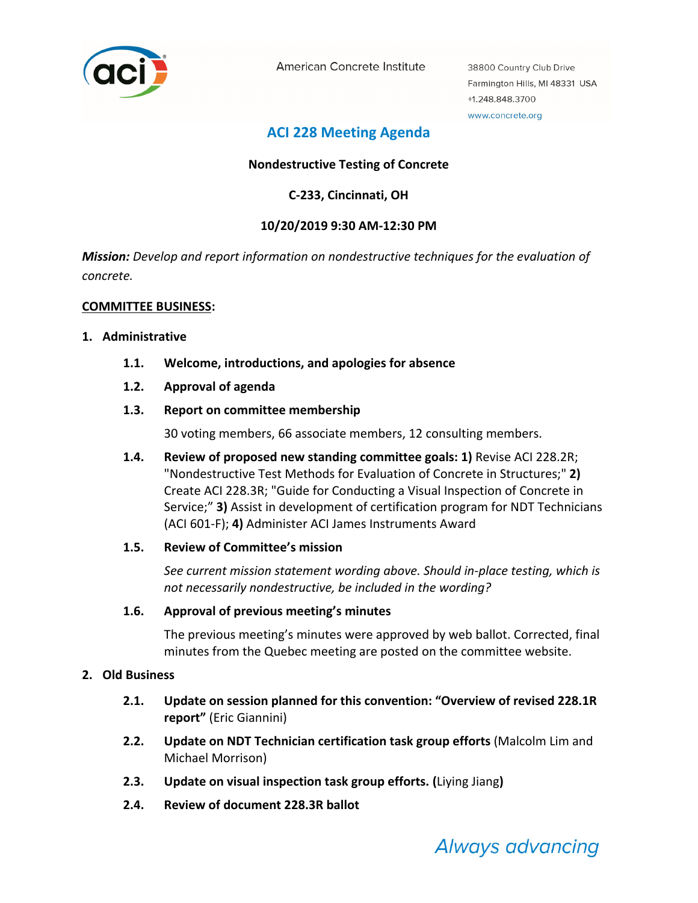American Concrete Institute

38800 Country Club Drive
Farmington Hills, MI 48331 USA
+1.248.848.3700
www.concrete.org

# ACI 228 Meeting Agenda

**Nondestructive Testing of Concrete**

**C-233, Cincinnati, OH**

**10/20/2019 9:30 AM-12:30 PM**

***Mission:*** *Develop and report information on nondestructive techniques for the evaluation of concrete.*

**COMMITTEE BUSINESS:**

1. **Administrative**

   1.1. **Welcome, introductions, and apologies for absence**

   1.2. **Approval of agenda**

   1.3. **Report on committee membership**

   30 voting members, 66 associate members, 12 consulting members.

   1.4. **Review of proposed new standing committee goals: 1)** Revise ACI 228.2R; "Nondestructive Test Methods for Evaluation of Concrete in Structures;" **2)** Create ACI 228.3R; "Guide for Conducting a Visual Inspection of Concrete in Service;" **3)** Assist in development of certification program for NDT Technicians (ACI 601-F); **4)** Administer ACI James Instruments Award

   1.5. **Review of Committee's mission**

   *See current mission statement wording above. Should in-place testing, which is not necessarily nondestructive, be included in the wording?*

   1.6. **Approval of previous meeting's minutes**

   The previous meeting's minutes were approved by web ballot. Corrected, final minutes from the Quebec meeting are posted on the committee website.

2. **Old Business**

   2.1. **Update on session planned for this convention: "Overview of revised 228.1R report"** (Eric Giannini)

   2.2. **Update on NDT Technician certification task group efforts** (Malcolm Lim and Michael Morrison)

   2.3. **Update on visual inspection task group efforts. (**Liying Jiang**)**

   2.4. **Review of document 228.3R ballot**

*Always advancing*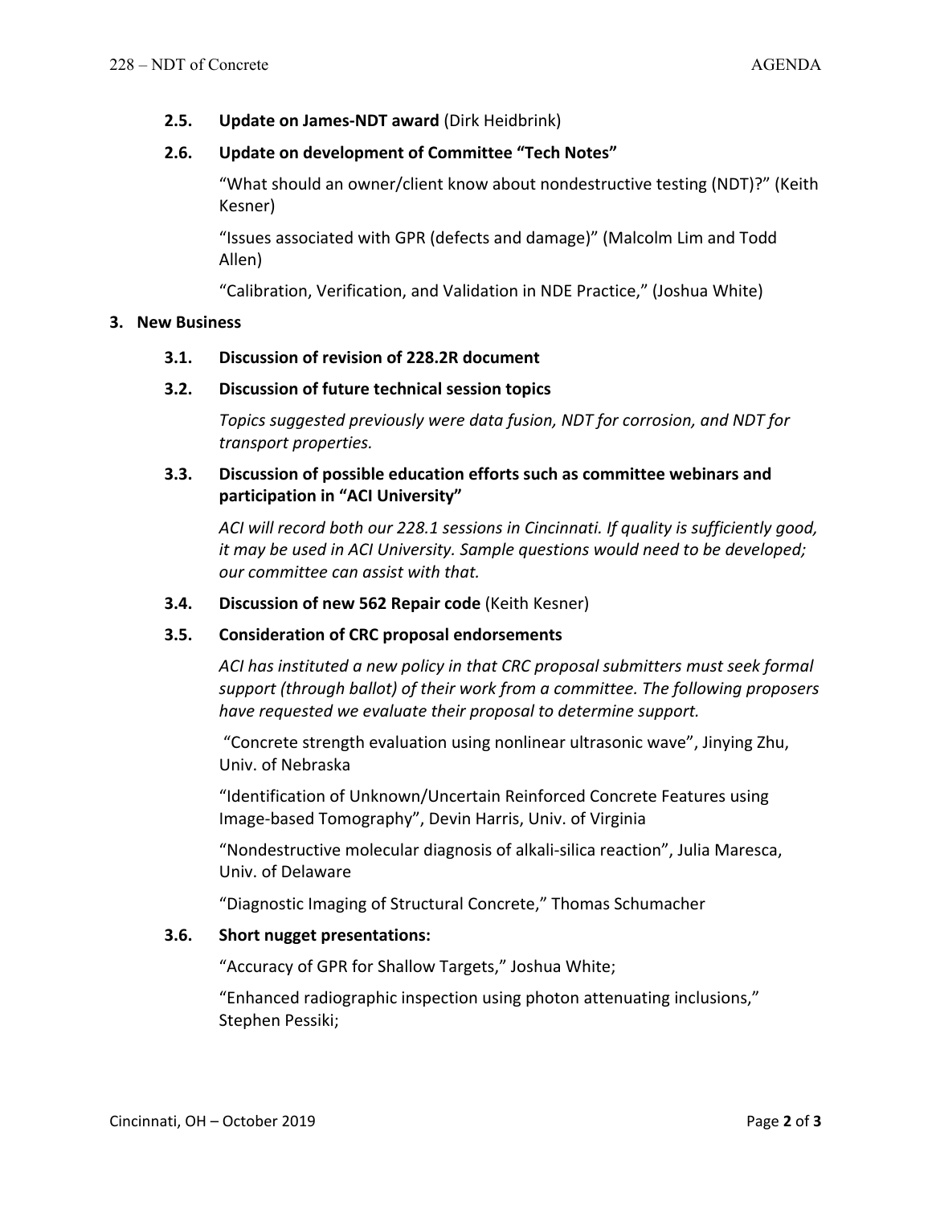**2.5. Update on James-NDT award** (Dirk Heidbrink)

**2.6. Update on development of Committee "Tech Notes"**

"What should an owner/client know about nondestructive testing (NDT)?" (Keith Kesner)

"Issues associated with GPR (defects and damage)" (Malcolm Lim and Todd Allen)

"Calibration, Verification, and Validation in NDE Practice," (Joshua White)

**3. New Business**

**3.1. Discussion of revision of 228.2R document**

**3.2. Discussion of future technical session topics**

*Topics suggested previously were data fusion, NDT for corrosion, and NDT for transport properties.*

**3.3. Discussion of possible education efforts such as committee webinars and participation in "ACI University"**

*ACI will record both our 228.1 sessions in Cincinnati. If quality is sufficiently good, it may be used in ACI University. Sample questions would need to be developed; our committee can assist with that.*

**3.4. Discussion of new 562 Repair code** (Keith Kesner)

**3.5. Consideration of CRC proposal endorsements**

*ACI has instituted a new policy in that CRC proposal submitters must seek formal support (through ballot) of their work from a committee. The following proposers have requested we evaluate their proposal to determine support.*

"Concrete strength evaluation using nonlinear ultrasonic wave", Jinying Zhu, Univ. of Nebraska

"Identification of Unknown/Uncertain Reinforced Concrete Features using Image-based Tomography", Devin Harris, Univ. of Virginia

"Nondestructive molecular diagnosis of alkali-silica reaction", Julia Maresca, Univ. of Delaware

"Diagnostic Imaging of Structural Concrete," Thomas Schumacher

**3.6. Short nugget presentations:**

"Accuracy of GPR for Shallow Targets," Joshua White;

"Enhanced radiographic inspection using photon attenuating inclusions," Stephen Pessiki;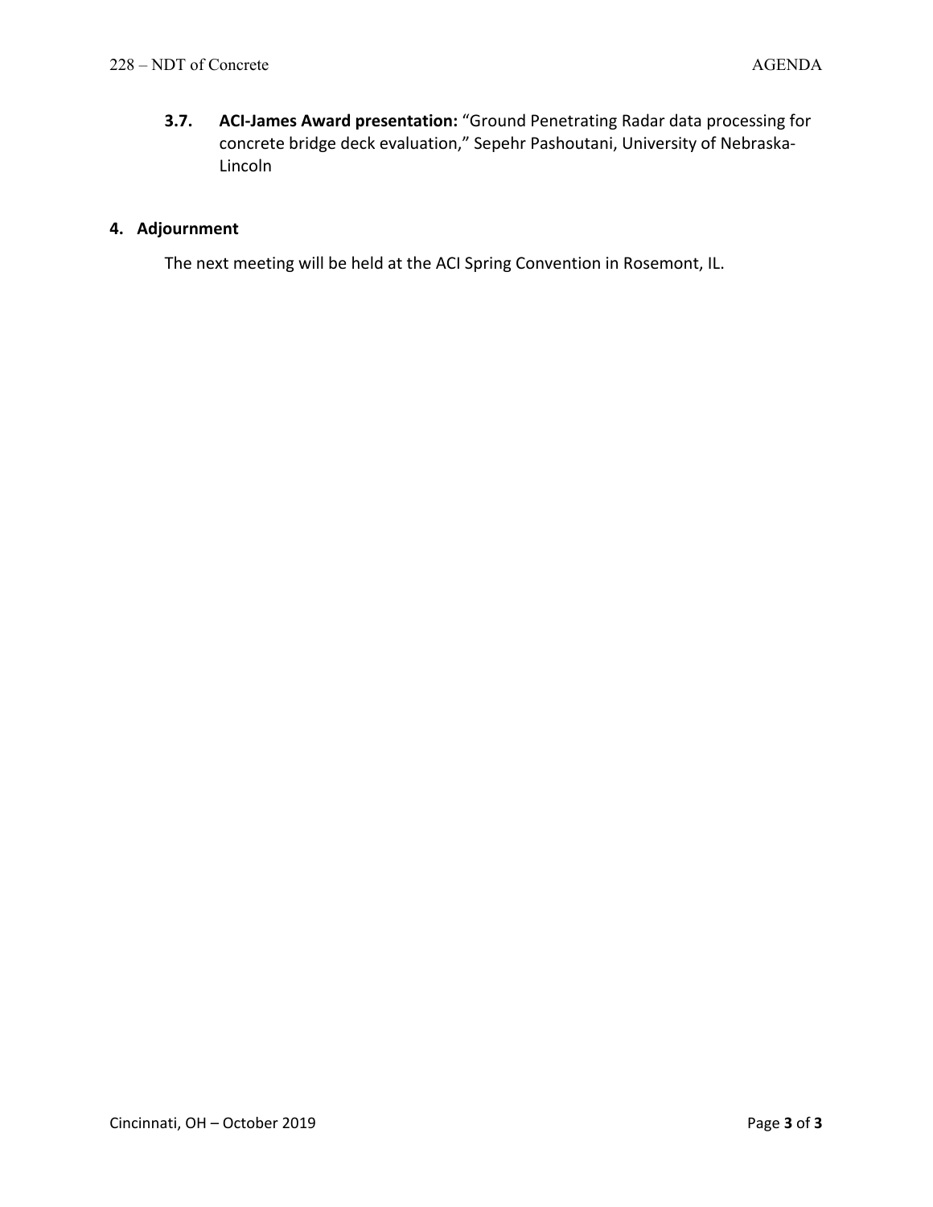**3.7. ACI-James Award presentation:** "Ground Penetrating Radar data processing for concrete bridge deck evaluation," Sepehr Pashoutani, University of Nebraska-Lincoln

## 4. Adjournment

The next meeting will be held at the ACI Spring Convention in Rosemont, IL.